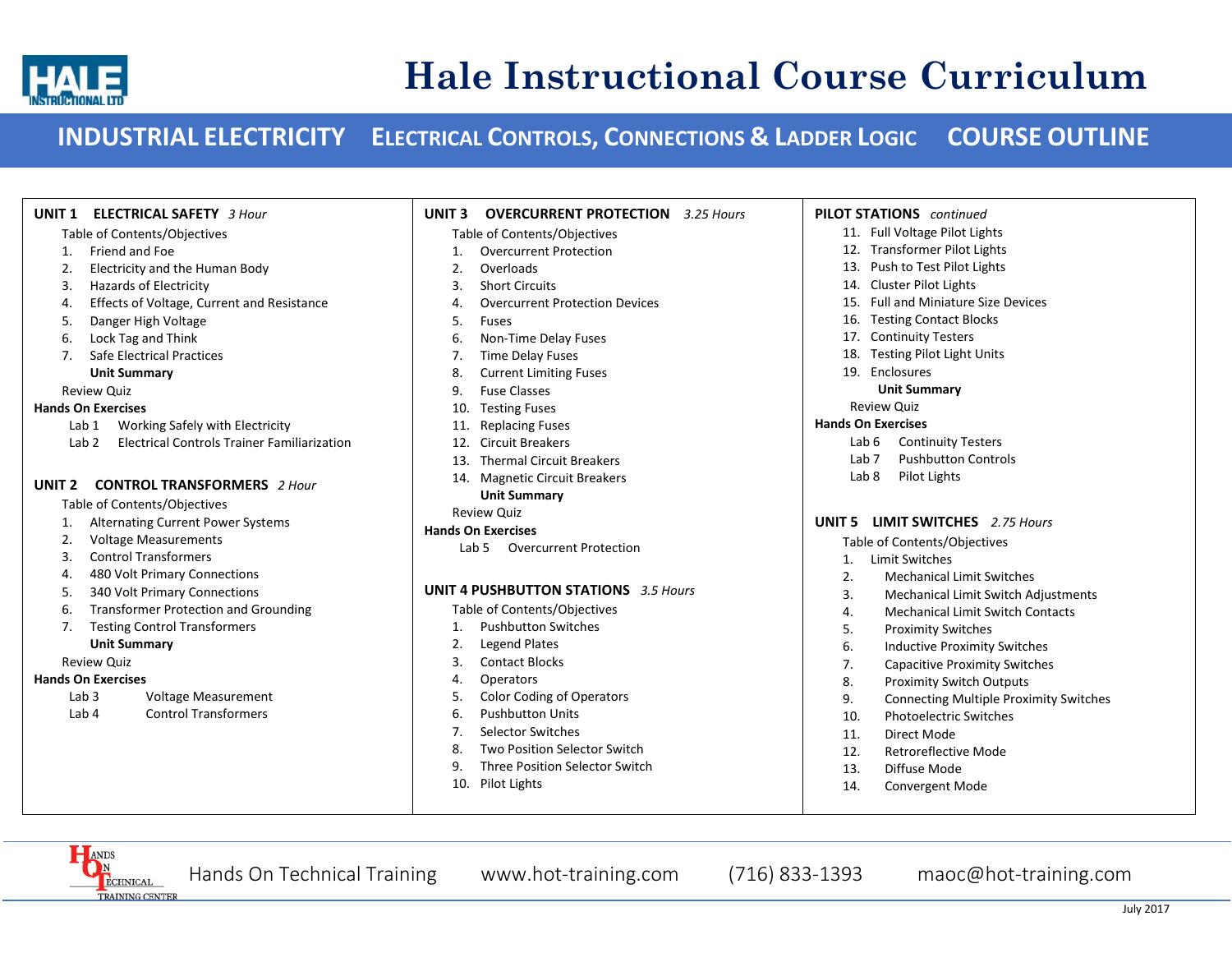# Hale Instructional Course Curriculum

## INDUSTRIAL ELECTRICITY ELECTRICAL CONTROLS, CONNECTIONS & LADDER LOGIC COURSE OUTLINE

### UNIT 1 ELECTRICAL SAFETY *3 Hour*

Table of Contents/Objectives

1. Friend and Foe
2. Electricity and the Human Body
3. Hazards of Electricity
4. Effects of Voltage, Current and Resistance
5. Danger High Voltage
6. Lock Tag and Think
7. Safe Electrical Practices

**Unit Summary**

Review Quiz

**Hands On Exercises**

Lab 1 Working Safely with Electricity
Lab 2 Electrical Controls Trainer Familiarization

### UNIT 2 CONTROL TRANSFORMERS *2 Hour*

Table of Contents/Objectives

1. Alternating Current Power Systems
2. Voltage Measurements
3. Control Transformers
4. 480 Volt Primary Connections
5. 340 Volt Primary Connections
6. Transformer Protection and Grounding
7. Testing Control Transformers

**Unit Summary**

Review Quiz

**Hands On Exercises**

Lab 3 Voltage Measurement
Lab 4 Control Transformers

### UNIT 3 OVERCURRENT PROTECTION *3.25 Hours*

Table of Contents/Objectives

1. Overcurrent Protection
2. Overloads
3. Short Circuits
4. Overcurrent Protection Devices
5. Fuses
6. Non-Time Delay Fuses
7. Time Delay Fuses
8. Current Limiting Fuses
9. Fuse Classes
10. Testing Fuses
11. Replacing Fuses
12. Circuit Breakers
13. Thermal Circuit Breakers
14. Magnetic Circuit Breakers

**Unit Summary**

Review Quiz

**Hands On Exercises**

Lab 5 Overcurrent Protection

### UNIT 4 PUSHBUTTON STATIONS *3.5 Hours*

Table of Contents/Objectives

1. Pushbutton Switches
2. Legend Plates
3. Contact Blocks
4. Operators
5. Color Coding of Operators
6. Pushbutton Units
7. Selector Switches
8. Two Position Selector Switch
9. Three Position Selector Switch
10. Pilot Lights

### PILOT STATIONS *continued*

11. Full Voltage Pilot Lights
12. Transformer Pilot Lights
13. Push to Test Pilot Lights
14. Cluster Pilot Lights
15. Full and Miniature Size Devices
16. Testing Contact Blocks
17. Continuity Testers
18. Testing Pilot Light Units
19. Enclosures

**Unit Summary**

Review Quiz

**Hands On Exercises**

Lab 6 Continuity Testers
Lab 7 Pushbutton Controls
Lab 8 Pilot Lights

### UNIT 5 LIMIT SWITCHES *2.75 Hours*

Table of Contents/Objectives

1. Limit Switches
2. Mechanical Limit Switches
3. Mechanical Limit Switch Adjustments
4. Mechanical Limit Switch Contacts
5. Proximity Switches
6. Inductive Proximity Switches
7. Capacitive Proximity Switches
8. Proximity Switch Outputs
9. Connecting Multiple Proximity Switches
10. Photoelectric Switches
11. Direct Mode
12. Retroreflective Mode
13. Diffuse Mode
14. Convergent Mode

Hands On Technical Training www.hot-training.com (716) 833-1393 maoc@hot-training.com

July 2017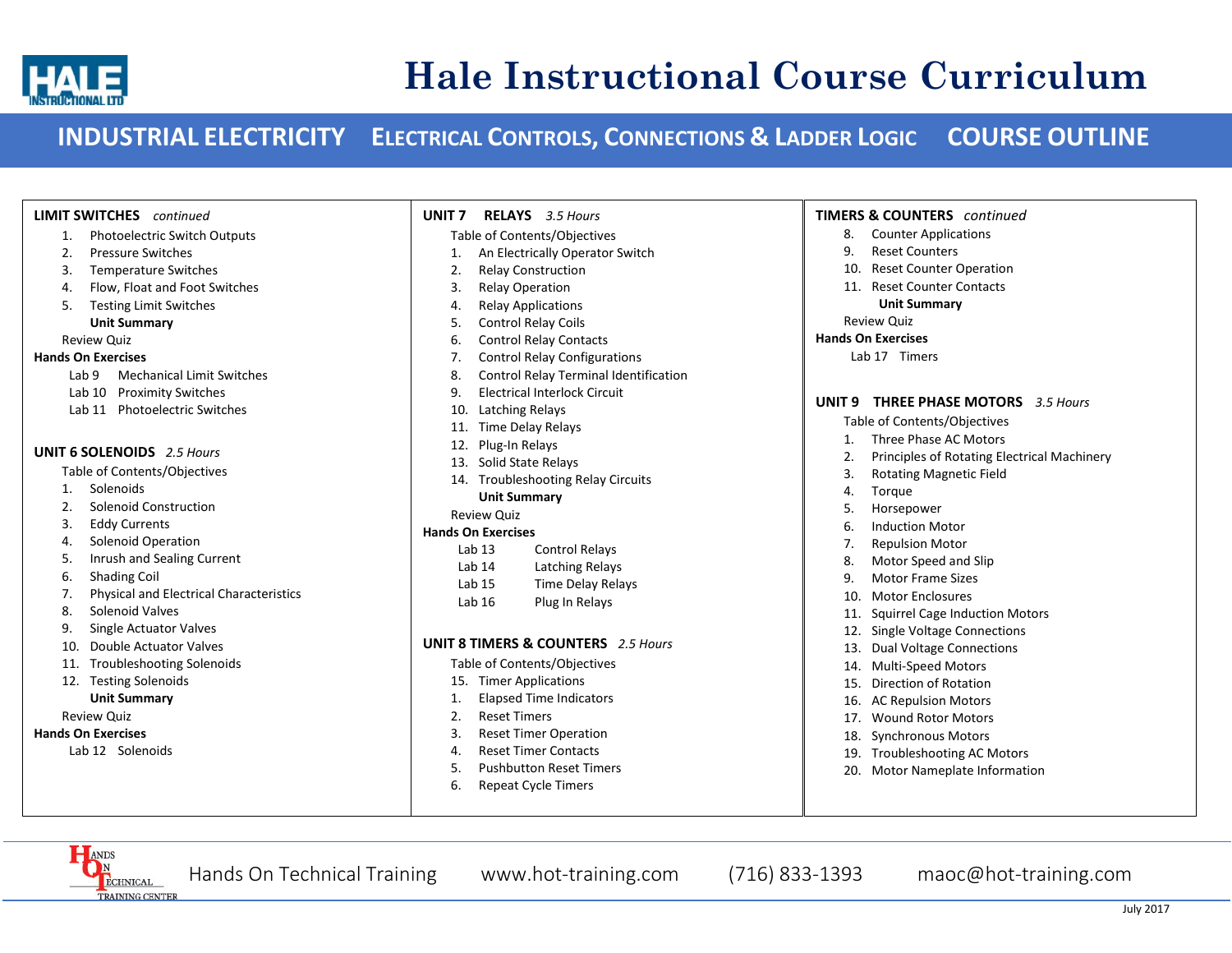# Hale Instructional Course Curriculum

## INDUSTRIAL ELECTRICITY ELECTRICAL CONTROLS, CONNECTIONS & LADDER LOGIC COURSE OUTLINE

**LIMIT SWITCHES** *continued*

1. Photoelectric Switch Outputs
2. Pressure Switches
3. Temperature Switches
4. Flow, Float and Foot Switches
5. Testing Limit Switches

**Unit Summary**

Review Quiz

**Hands On Exercises**

- Lab 9 Mechanical Limit Switches
- Lab 10 Proximity Switches
- Lab 11 Photoelectric Switches

**UNIT 6 SOLENOIDS** *2.5 Hours*

Table of Contents/Objectives

1. Solenoids
2. Solenoid Construction
3. Eddy Currents
4. Solenoid Operation
5. Inrush and Sealing Current
6. Shading Coil
7. Physical and Electrical Characteristics
8. Solenoid Valves
9. Single Actuator Valves
10. Double Actuator Valves
11. Troubleshooting Solenoids
12. Testing Solenoids

**Unit Summary**

Review Quiz

**Hands On Exercises**

- Lab 12 Solenoids

**UNIT 7 RELAYS** *3.5 Hours*

Table of Contents/Objectives

1. An Electrically Operator Switch
2. Relay Construction
3. Relay Operation
4. Relay Applications
5. Control Relay Coils
6. Control Relay Contacts
7. Control Relay Configurations
8. Control Relay Terminal Identification
9. Electrical Interlock Circuit
10. Latching Relays
11. Time Delay Relays
12. Plug-In Relays
13. Solid State Relays
14. Troubleshooting Relay Circuits

**Unit Summary**

Review Quiz

**Hands On Exercises**

- Lab 13 Control Relays
- Lab 14 Latching Relays
- Lab 15 Time Delay Relays
- Lab 16 Plug In Relays

**UNIT 8 TIMERS & COUNTERS** *2.5 Hours*

Table of Contents/Objectives

15. Timer Applications
1. Elapsed Time Indicators
2. Reset Timers
3. Reset Timer Operation
4. Reset Timer Contacts
5. Pushbutton Reset Timers
6. Repeat Cycle Timers

**TIMERS & COUNTERS** *continued*

8. Counter Applications
9. Reset Counters
10. Reset Counter Operation
11. Reset Counter Contacts

**Unit Summary**

Review Quiz

**Hands On Exercises**

- Lab 17 Timers

**UNIT 9 THREE PHASE MOTORS** *3.5 Hours*

Table of Contents/Objectives

1. Three Phase AC Motors
2. Principles of Rotating Electrical Machinery
3. Rotating Magnetic Field
4. Torque
5. Horsepower
6. Induction Motor
7. Repulsion Motor
8. Motor Speed and Slip
9. Motor Frame Sizes
10. Motor Enclosures
11. Squirrel Cage Induction Motors
12. Single Voltage Connections
13. Dual Voltage Connections
14. Multi-Speed Motors
15. Direction of Rotation
16. AC Repulsion Motors
17. Wound Rotor Motors
18. Synchronous Motors
19. Troubleshooting AC Motors
20. Motor Nameplate Information

Hands On Technical Training www.hot-training.com (716) 833-1393 maoc@hot-training.com

July 2017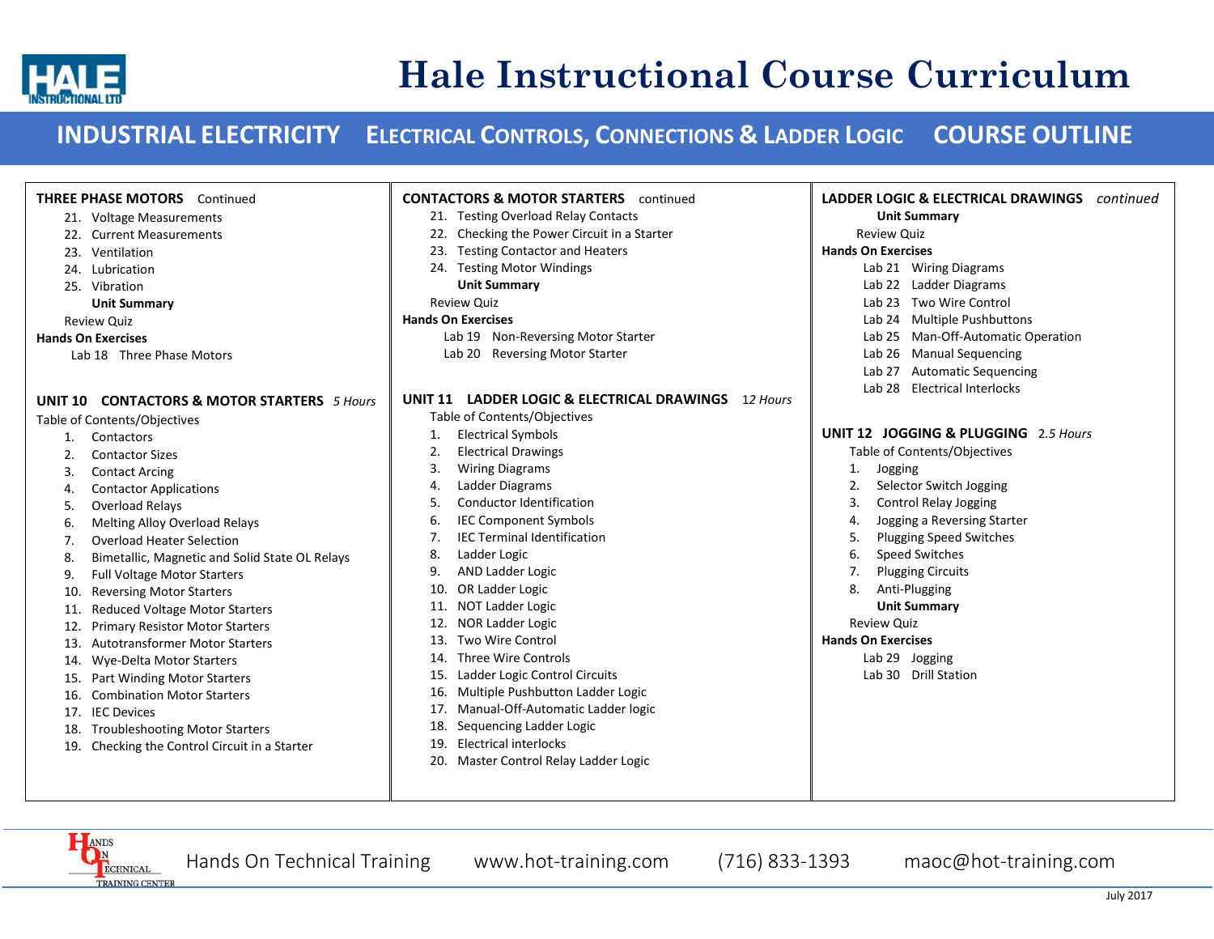# Hale Instructional Course Curriculum

## INDUSTRIAL ELECTRICITY — ELECTRICAL CONTROLS, CONNECTIONS & LADDER LOGIC — COURSE OUTLINE

**THREE PHASE MOTORS** Continued

21. Voltage Measurements
22. Current Measurements
23. Ventilation
24. Lubrication
25. Vibration

**Unit Summary**

Review Quiz

**Hands On Exercises**

Lab 18 Three Phase Motors

### UNIT 10 CONTACTORS & MOTOR STARTERS *5 Hours*

Table of Contents/Objectives

1. Contactors
2. Contactor Sizes
3. Contact Arcing
4. Contactor Applications
5. Overload Relays
6. Melting Alloy Overload Relays
7. Overload Heater Selection
8. Bimetallic, Magnetic and Solid State OL Relays
9. Full Voltage Motor Starters
10. Reversing Motor Starters
11. Reduced Voltage Motor Starters
12. Primary Resistor Motor Starters
13. Autotransformer Motor Starters
14. Wye-Delta Motor Starters
15. Part Winding Motor Starters
16. Combination Motor Starters
17. IEC Devices
18. Troubleshooting Motor Starters
19. Checking the Control Circuit in a Starter

**CONTACTORS & MOTOR STARTERS** continued

21. Testing Overload Relay Contacts
22. Checking the Power Circuit in a Starter
23. Testing Contactor and Heaters
24. Testing Motor Windings

**Unit Summary**

Review Quiz

**Hands On Exercises**

Lab 19 Non-Reversing Motor Starter
Lab 20 Reversing Motor Starter

### UNIT 11 LADDER LOGIC & ELECTRICAL DRAWINGS *12 Hours*

Table of Contents/Objectives

1. Electrical Symbols
2. Electrical Drawings
3. Wiring Diagrams
4. Ladder Diagrams
5. Conductor Identification
6. IEC Component Symbols
7. IEC Terminal Identification
8. Ladder Logic
9. AND Ladder Logic
10. OR Ladder Logic
11. NOT Ladder Logic
12. NOR Ladder Logic
13. Two Wire Control
14. Three Wire Controls
15. Ladder Logic Control Circuits
16. Multiple Pushbutton Ladder Logic
17. Manual-Off-Automatic Ladder logic
18. Sequencing Ladder Logic
19. Electrical interlocks
20. Master Control Relay Ladder Logic

**LADDER LOGIC & ELECTRICAL DRAWINGS** *continued*

**Unit Summary**

Review Quiz

**Hands On Exercises**

Lab 21 Wiring Diagrams
Lab 22 Ladder Diagrams
Lab 23 Two Wire Control
Lab 24 Multiple Pushbuttons
Lab 25 Man-Off-Automatic Operation
Lab 26 Manual Sequencing
Lab 27 Automatic Sequencing
Lab 28 Electrical Interlocks

### UNIT 12 JOGGING & PLUGGING *2.5 Hours*

Table of Contents/Objectives

1. Jogging
2. Selector Switch Jogging
3. Control Relay Jogging
4. Jogging a Reversing Starter
5. Plugging Speed Switches
6. Speed Switches
7. Plugging Circuits
8. Anti-Plugging

**Unit Summary**

Review Quiz

**Hands On Exercises**

Lab 29 Jogging
Lab 30 Drill Station

Hands On Technical Training www.hot-training.com (716) 833-1393 maoc@hot-training.com

July 2017